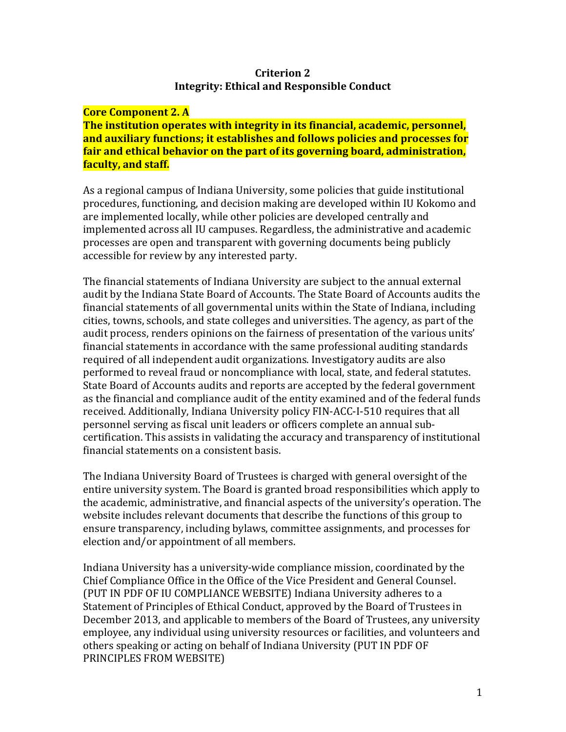# Criterion 2
## Integrity: Ethical and Responsible Conduct

### Core Component 2. A

**The institution operates with integrity in its financial, academic, personnel, and auxiliary functions; it establishes and follows policies and processes for fair and ethical behavior on the part of its governing board, administration, faculty, and staff.**

As a regional campus of Indiana University, some policies that guide institutional procedures, functioning, and decision making are developed within IU Kokomo and are implemented locally, while other policies are developed centrally and implemented across all IU campuses. Regardless, the administrative and academic processes are open and transparent with governing documents being publicly accessible for review by any interested party.

The financial statements of Indiana University are subject to the annual external audit by the Indiana State Board of Accounts. The State Board of Accounts audits the financial statements of all governmental units within the State of Indiana, including cities, towns, schools, and state colleges and universities. The agency, as part of the audit process, renders opinions on the fairness of presentation of the various units' financial statements in accordance with the same professional auditing standards required of all independent audit organizations. Investigatory audits are also performed to reveal fraud or noncompliance with local, state, and federal statutes. State Board of Accounts audits and reports are accepted by the federal government as the financial and compliance audit of the entity examined and of the federal funds received. Additionally, Indiana University policy FIN-ACC-I-510 requires that all personnel serving as fiscal unit leaders or officers complete an annual sub-certification. This assists in validating the accuracy and transparency of institutional financial statements on a consistent basis.

The Indiana University Board of Trustees is charged with general oversight of the entire university system. The Board is granted broad responsibilities which apply to the academic, administrative, and financial aspects of the university's operation. The website includes relevant documents that describe the functions of this group to ensure transparency, including bylaws, committee assignments, and processes for election and/or appointment of all members.

Indiana University has a university-wide compliance mission, coordinated by the Chief Compliance Office in the Office of the Vice President and General Counsel. (PUT IN PDF OF IU COMPLIANCE WEBSITE) Indiana University adheres to a Statement of Principles of Ethical Conduct, approved by the Board of Trustees in December 2013, and applicable to members of the Board of Trustees, any university employee, any individual using university resources or facilities, and volunteers and others speaking or acting on behalf of Indiana University (PUT IN PDF OF PRINCIPLES FROM WEBSITE)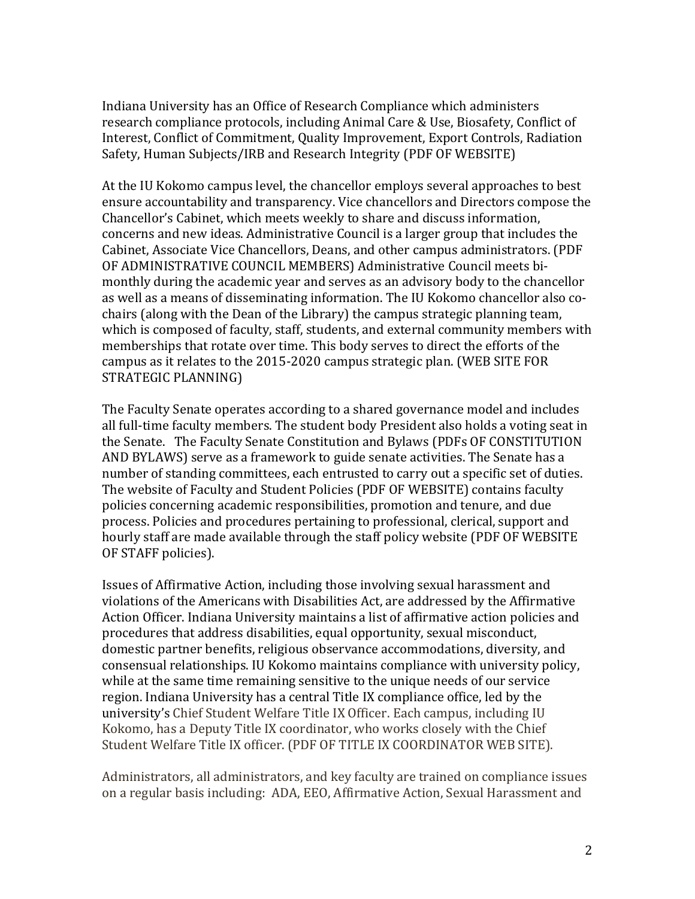Indiana University has an Office of Research Compliance which administers research compliance protocols, including Animal Care & Use, Biosafety, Conflict of Interest, Conflict of Commitment, Quality Improvement, Export Controls, Radiation Safety, Human Subjects/IRB and Research Integrity (PDF OF WEBSITE)

At the IU Kokomo campus level, the chancellor employs several approaches to best ensure accountability and transparency. Vice chancellors and Directors compose the Chancellor's Cabinet, which meets weekly to share and discuss information, concerns and new ideas. Administrative Council is a larger group that includes the Cabinet, Associate Vice Chancellors, Deans, and other campus administrators. (PDF OF ADMINISTRATIVE COUNCIL MEMBERS) Administrative Council meets bi-monthly during the academic year and serves as an advisory body to the chancellor as well as a means of disseminating information. The IU Kokomo chancellor also co-chairs (along with the Dean of the Library) the campus strategic planning team, which is composed of faculty, staff, students, and external community members with memberships that rotate over time. This body serves to direct the efforts of the campus as it relates to the 2015-2020 campus strategic plan. (WEB SITE FOR STRATEGIC PLANNING)

The Faculty Senate operates according to a shared governance model and includes all full-time faculty members. The student body President also holds a voting seat in the Senate. The Faculty Senate Constitution and Bylaws (PDFs OF CONSTITUTION AND BYLAWS) serve as a framework to guide senate activities. The Senate has a number of standing committees, each entrusted to carry out a specific set of duties. The website of Faculty and Student Policies (PDF OF WEBSITE) contains faculty policies concerning academic responsibilities, promotion and tenure, and due process. Policies and procedures pertaining to professional, clerical, support and hourly staff are made available through the staff policy website (PDF OF WEBSITE OF STAFF policies).

Issues of Affirmative Action, including those involving sexual harassment and violations of the Americans with Disabilities Act, are addressed by the Affirmative Action Officer. Indiana University maintains a list of affirmative action policies and procedures that address disabilities, equal opportunity, sexual misconduct, domestic partner benefits, religious observance accommodations, diversity, and consensual relationships. IU Kokomo maintains compliance with university policy, while at the same time remaining sensitive to the unique needs of our service region. Indiana University has a central Title IX compliance office, led by the university's Chief Student Welfare Title IX Officer. Each campus, including IU Kokomo, has a Deputy Title IX coordinator, who works closely with the Chief Student Welfare Title IX officer. (PDF OF TITLE IX COORDINATOR WEB SITE).

Administrators, all administrators, and key faculty are trained on compliance issues on a regular basis including: ADA, EEO, Affirmative Action, Sexual Harassment and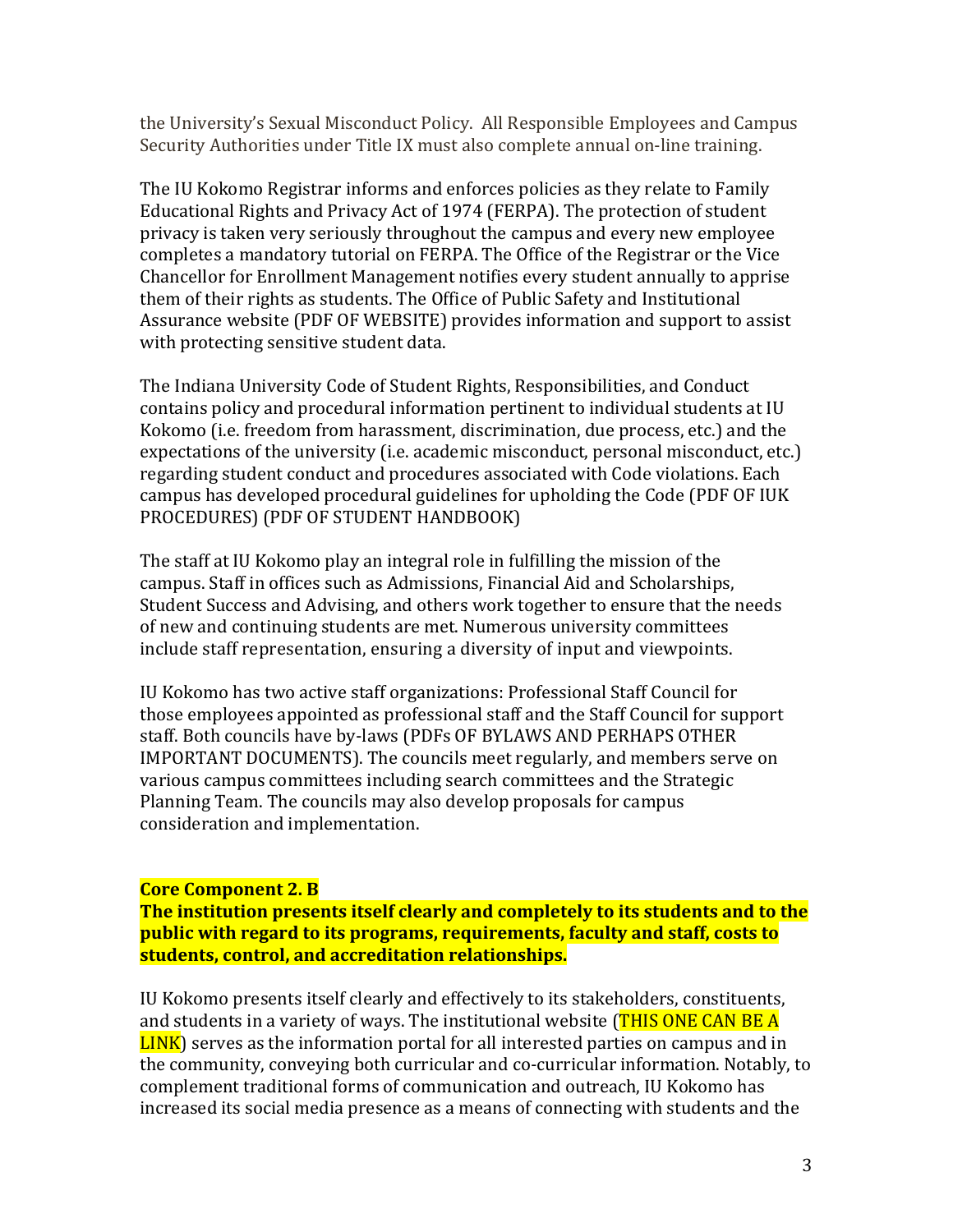the University's Sexual Misconduct Policy. All Responsible Employees and Campus Security Authorities under Title IX must also complete annual on-line training.

The IU Kokomo Registrar informs and enforces policies as they relate to Family Educational Rights and Privacy Act of 1974 (FERPA). The protection of student privacy is taken very seriously throughout the campus and every new employee completes a mandatory tutorial on FERPA. The Office of the Registrar or the Vice Chancellor for Enrollment Management notifies every student annually to apprise them of their rights as students. The Office of Public Safety and Institutional Assurance website (PDF OF WEBSITE) provides information and support to assist with protecting sensitive student data.

The Indiana University Code of Student Rights, Responsibilities, and Conduct contains policy and procedural information pertinent to individual students at IU Kokomo (i.e. freedom from harassment, discrimination, due process, etc.) and the expectations of the university (i.e. academic misconduct, personal misconduct, etc.) regarding student conduct and procedures associated with Code violations. Each campus has developed procedural guidelines for upholding the Code (PDF OF IUK PROCEDURES) (PDF OF STUDENT HANDBOOK)

The staff at IU Kokomo play an integral role in fulfilling the mission of the campus. Staff in offices such as Admissions, Financial Aid and Scholarships, Student Success and Advising, and others work together to ensure that the needs of new and continuing students are met. Numerous university committees include staff representation, ensuring a diversity of input and viewpoints.

IU Kokomo has two active staff organizations: Professional Staff Council for those employees appointed as professional staff and the Staff Council for support staff. Both councils have by-laws (PDFs OF BYLAWS AND PERHAPS OTHER IMPORTANT DOCUMENTS). The councils meet regularly, and members serve on various campus committees including search committees and the Strategic Planning Team. The councils may also develop proposals for campus consideration and implementation.

**Core Component 2. B**
**The institution presents itself clearly and completely to its students and to the public with regard to its programs, requirements, faculty and staff, costs to students, control, and accreditation relationships.**

IU Kokomo presents itself clearly and effectively to its stakeholders, constituents, and students in a variety of ways. The institutional website (THIS ONE CAN BE A LINK) serves as the information portal for all interested parties on campus and in the community, conveying both curricular and co-curricular information. Notably, to complement traditional forms of communication and outreach, IU Kokomo has increased its social media presence as a means of connecting with students and the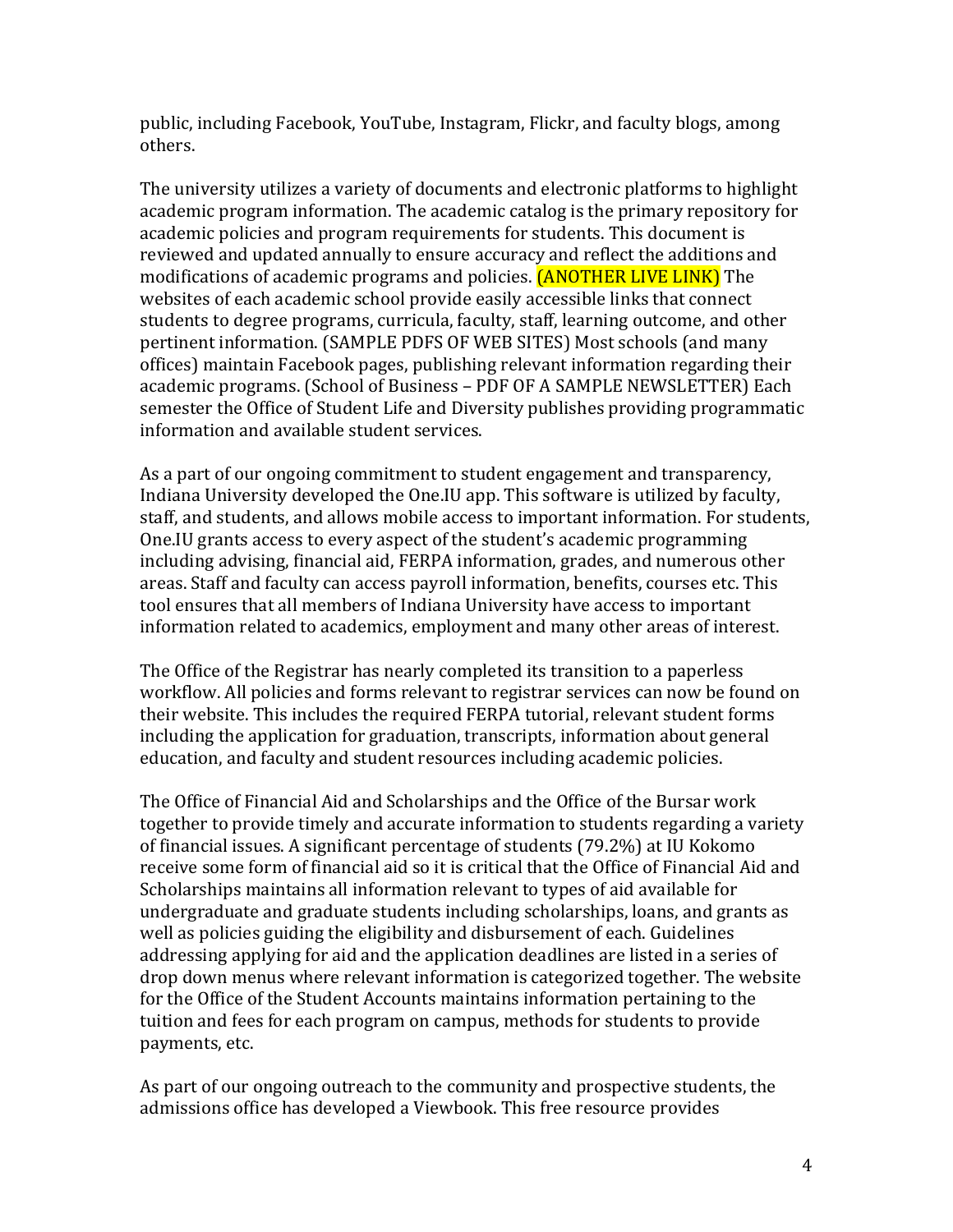public, including Facebook, YouTube, Instagram, Flickr, and faculty blogs, among others.

The university utilizes a variety of documents and electronic platforms to highlight academic program information. The academic catalog is the primary repository for academic policies and program requirements for students. This document is reviewed and updated annually to ensure accuracy and reflect the additions and modifications of academic programs and policies. (ANOTHER LIVE LINK) The websites of each academic school provide easily accessible links that connect students to degree programs, curricula, faculty, staff, learning outcome, and other pertinent information. (SAMPLE PDFS OF WEB SITES) Most schools (and many offices) maintain Facebook pages, publishing relevant information regarding their academic programs. (School of Business – PDF OF A SAMPLE NEWSLETTER) Each semester the Office of Student Life and Diversity publishes providing programmatic information and available student services.

As a part of our ongoing commitment to student engagement and transparency, Indiana University developed the One.IU app. This software is utilized by faculty, staff, and students, and allows mobile access to important information. For students, One.IU grants access to every aspect of the student's academic programming including advising, financial aid, FERPA information, grades, and numerous other areas. Staff and faculty can access payroll information, benefits, courses etc. This tool ensures that all members of Indiana University have access to important information related to academics, employment and many other areas of interest.

The Office of the Registrar has nearly completed its transition to a paperless workflow. All policies and forms relevant to registrar services can now be found on their website. This includes the required FERPA tutorial, relevant student forms including the application for graduation, transcripts, information about general education, and faculty and student resources including academic policies.

The Office of Financial Aid and Scholarships and the Office of the Bursar work together to provide timely and accurate information to students regarding a variety of financial issues. A significant percentage of students (79.2%) at IU Kokomo receive some form of financial aid so it is critical that the Office of Financial Aid and Scholarships maintains all information relevant to types of aid available for undergraduate and graduate students including scholarships, loans, and grants as well as policies guiding the eligibility and disbursement of each. Guidelines addressing applying for aid and the application deadlines are listed in a series of drop down menus where relevant information is categorized together. The website for the Office of the Student Accounts maintains information pertaining to the tuition and fees for each program on campus, methods for students to provide payments, etc.

As part of our ongoing outreach to the community and prospective students, the admissions office has developed a Viewbook. This free resource provides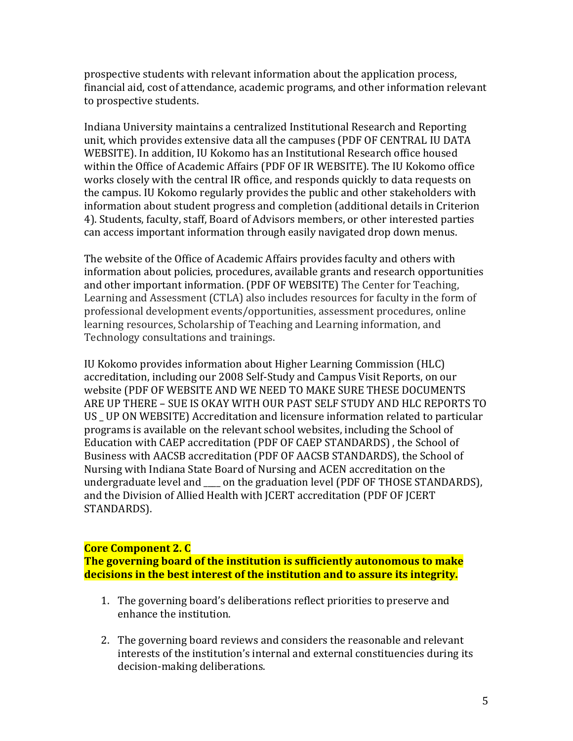prospective students with relevant information about the application process, financial aid, cost of attendance, academic programs, and other information relevant to prospective students.

Indiana University maintains a centralized Institutional Research and Reporting unit, which provides extensive data all the campuses (PDF OF CENTRAL IU DATA WEBSITE). In addition, IU Kokomo has an Institutional Research office housed within the Office of Academic Affairs (PDF OF IR WEBSITE). The IU Kokomo office works closely with the central IR office, and responds quickly to data requests on the campus. IU Kokomo regularly provides the public and other stakeholders with information about student progress and completion (additional details in Criterion 4). Students, faculty, staff, Board of Advisors members, or other interested parties can access important information through easily navigated drop down menus.

The website of the Office of Academic Affairs provides faculty and others with information about policies, procedures, available grants and research opportunities and other important information. (PDF OF WEBSITE) The Center for Teaching, Learning and Assessment (CTLA) also includes resources for faculty in the form of professional development events/opportunities, assessment procedures, online learning resources, Scholarship of Teaching and Learning information, and Technology consultations and trainings.

IU Kokomo provides information about Higher Learning Commission (HLC) accreditation, including our 2008 Self-Study and Campus Visit Reports, on our website (PDF OF WEBSITE AND WE NEED TO MAKE SURE THESE DOCUMENTS ARE UP THERE – SUE IS OKAY WITH OUR PAST SELF STUDY AND HLC REPORTS TO US _ UP ON WEBSITE) Accreditation and licensure information related to particular programs is available on the relevant school websites, including the School of Education with CAEP accreditation (PDF OF CAEP STANDARDS) , the School of Business with AACSB accreditation (PDF OF AACSB STANDARDS), the School of Nursing with Indiana State Board of Nursing and ACEN accreditation on the undergraduate level and ____ on the graduation level (PDF OF THOSE STANDARDS), and the Division of Allied Health with JCERT accreditation (PDF OF JCERT STANDARDS).

**Core Component 2. C**
**The governing board of the institution is sufficiently autonomous to make decisions in the best interest of the institution and to assure its integrity.**

1. The governing board's deliberations reflect priorities to preserve and enhance the institution.

2. The governing board reviews and considers the reasonable and relevant interests of the institution's internal and external constituencies during its decision-making deliberations.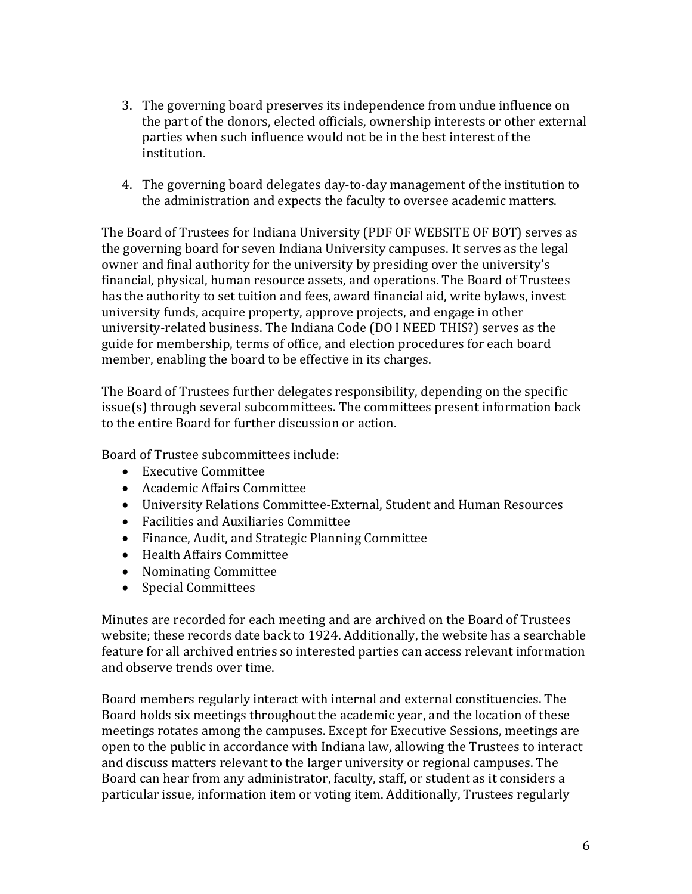3. The governing board preserves its independence from undue influence on the part of the donors, elected officials, ownership interests or other external parties when such influence would not be in the best interest of the institution.

4. The governing board delegates day-to-day management of the institution to the administration and expects the faculty to oversee academic matters.

The Board of Trustees for Indiana University (PDF OF WEBSITE OF BOT) serves as the governing board for seven Indiana University campuses. It serves as the legal owner and final authority for the university by presiding over the university's financial, physical, human resource assets, and operations. The Board of Trustees has the authority to set tuition and fees, award financial aid, write bylaws, invest university funds, acquire property, approve projects, and engage in other university-related business. The Indiana Code (DO I NEED THIS?) serves as the guide for membership, terms of office, and election procedures for each board member, enabling the board to be effective in its charges.

The Board of Trustees further delegates responsibility, depending on the specific issue(s) through several subcommittees. The committees present information back to the entire Board for further discussion or action.

Board of Trustee subcommittees include:

- Executive Committee
- Academic Affairs Committee
- University Relations Committee-External, Student and Human Resources
- Facilities and Auxiliaries Committee
- Finance, Audit, and Strategic Planning Committee
- Health Affairs Committee
- Nominating Committee
- Special Committees

Minutes are recorded for each meeting and are archived on the Board of Trustees website; these records date back to 1924. Additionally, the website has a searchable feature for all archived entries so interested parties can access relevant information and observe trends over time.

Board members regularly interact with internal and external constituencies. The Board holds six meetings throughout the academic year, and the location of these meetings rotates among the campuses. Except for Executive Sessions, meetings are open to the public in accordance with Indiana law, allowing the Trustees to interact and discuss matters relevant to the larger university or regional campuses. The Board can hear from any administrator, faculty, staff, or student as it considers a particular issue, information item or voting item. Additionally, Trustees regularly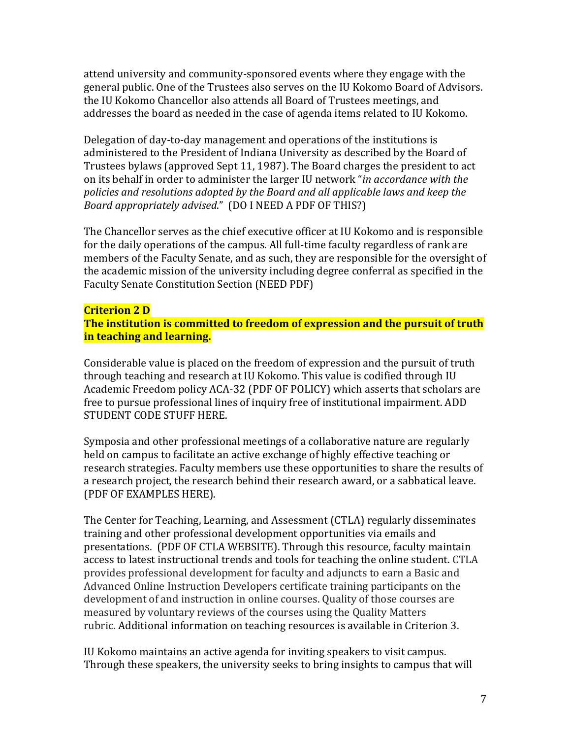attend university and community-sponsored events where they engage with the general public. One of the Trustees also serves on the IU Kokomo Board of Advisors. the IU Kokomo Chancellor also attends all Board of Trustees meetings, and addresses the board as needed in the case of agenda items related to IU Kokomo.

Delegation of day-to-day management and operations of the institutions is administered to the President of Indiana University as described by the Board of Trustees bylaws (approved Sept 11, 1987). The Board charges the president to act on its behalf in order to administer the larger IU network "*in accordance with the policies and resolutions adopted by the Board and all applicable laws and keep the Board appropriately advised*." (DO I NEED A PDF OF THIS?)

The Chancellor serves as the chief executive officer at IU Kokomo and is responsible for the daily operations of the campus. All full-time faculty regardless of rank are members of the Faculty Senate, and as such, they are responsible for the oversight of the academic mission of the university including degree conferral as specified in the Faculty Senate Constitution Section (NEED PDF)

**Criterion 2 D**

**The institution is committed to freedom of expression and the pursuit of truth in teaching and learning.**

Considerable value is placed on the freedom of expression and the pursuit of truth through teaching and research at IU Kokomo. This value is codified through IU Academic Freedom policy ACA-32 (PDF OF POLICY) which asserts that scholars are free to pursue professional lines of inquiry free of institutional impairment. ADD STUDENT CODE STUFF HERE.

Symposia and other professional meetings of a collaborative nature are regularly held on campus to facilitate an active exchange of highly effective teaching or research strategies. Faculty members use these opportunities to share the results of a research project, the research behind their research award, or a sabbatical leave. (PDF OF EXAMPLES HERE).

The Center for Teaching, Learning, and Assessment (CTLA) regularly disseminates training and other professional development opportunities via emails and presentations. (PDF OF CTLA WEBSITE). Through this resource, faculty maintain access to latest instructional trends and tools for teaching the online student. CTLA provides professional development for faculty and adjuncts to earn a Basic and Advanced Online Instruction Developers certificate training participants on the development of and instruction in online courses. Quality of those courses are measured by voluntary reviews of the courses using the Quality Matters rubric. Additional information on teaching resources is available in Criterion 3.

IU Kokomo maintains an active agenda for inviting speakers to visit campus. Through these speakers, the university seeks to bring insights to campus that will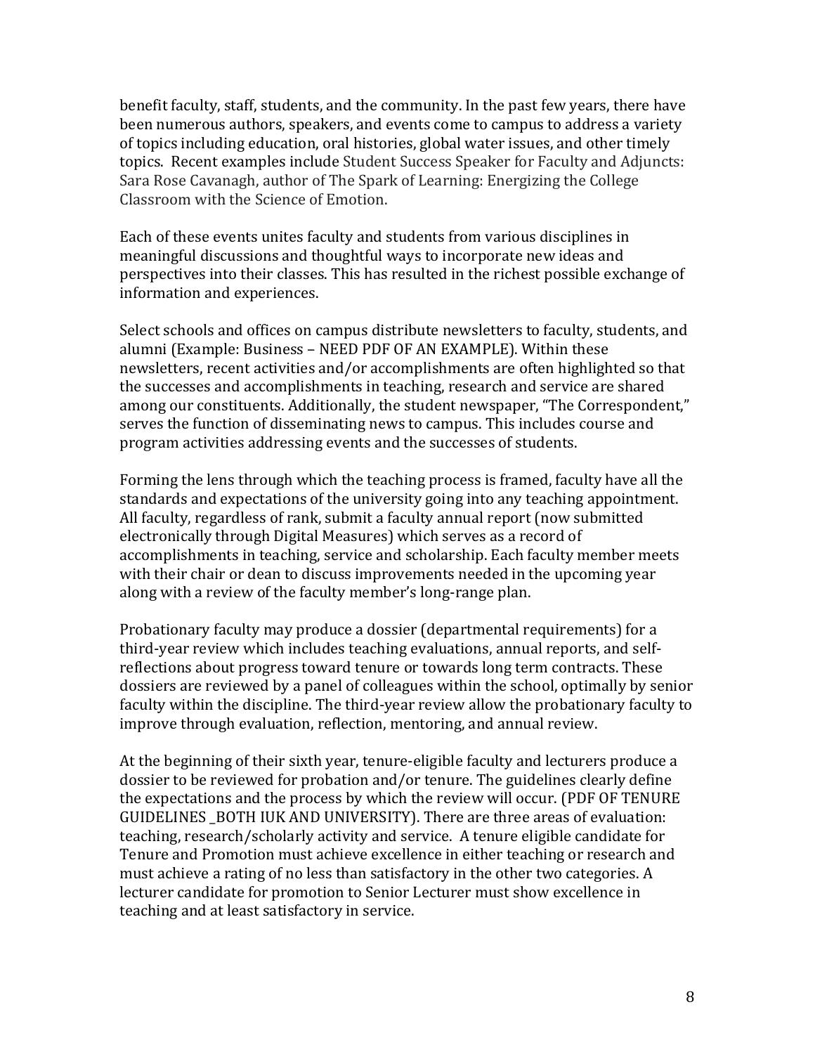benefit faculty, staff, students, and the community. In the past few years, there have been numerous authors, speakers, and events come to campus to address a variety of topics including education, oral histories, global water issues, and other timely topics. Recent examples include Student Success Speaker for Faculty and Adjuncts: Sara Rose Cavanagh, author of The Spark of Learning: Energizing the College Classroom with the Science of Emotion.

Each of these events unites faculty and students from various disciplines in meaningful discussions and thoughtful ways to incorporate new ideas and perspectives into their classes. This has resulted in the richest possible exchange of information and experiences.

Select schools and offices on campus distribute newsletters to faculty, students, and alumni (Example: Business – NEED PDF OF AN EXAMPLE). Within these newsletters, recent activities and/or accomplishments are often highlighted so that the successes and accomplishments in teaching, research and service are shared among our constituents. Additionally, the student newspaper, "The Correspondent," serves the function of disseminating news to campus. This includes course and program activities addressing events and the successes of students.

Forming the lens through which the teaching process is framed, faculty have all the standards and expectations of the university going into any teaching appointment. All faculty, regardless of rank, submit a faculty annual report (now submitted electronically through Digital Measures) which serves as a record of accomplishments in teaching, service and scholarship. Each faculty member meets with their chair or dean to discuss improvements needed in the upcoming year along with a review of the faculty member's long-range plan.

Probationary faculty may produce a dossier (departmental requirements) for a third-year review which includes teaching evaluations, annual reports, and self-reflections about progress toward tenure or towards long term contracts. These dossiers are reviewed by a panel of colleagues within the school, optimally by senior faculty within the discipline. The third-year review allow the probationary faculty to improve through evaluation, reflection, mentoring, and annual review.

At the beginning of their sixth year, tenure-eligible faculty and lecturers produce a dossier to be reviewed for probation and/or tenure. The guidelines clearly define the expectations and the process by which the review will occur. (PDF OF TENURE GUIDELINES _BOTH IUK AND UNIVERSITY). There are three areas of evaluation: teaching, research/scholarly activity and service. A tenure eligible candidate for Tenure and Promotion must achieve excellence in either teaching or research and must achieve a rating of no less than satisfactory in the other two categories. A lecturer candidate for promotion to Senior Lecturer must show excellence in teaching and at least satisfactory in service.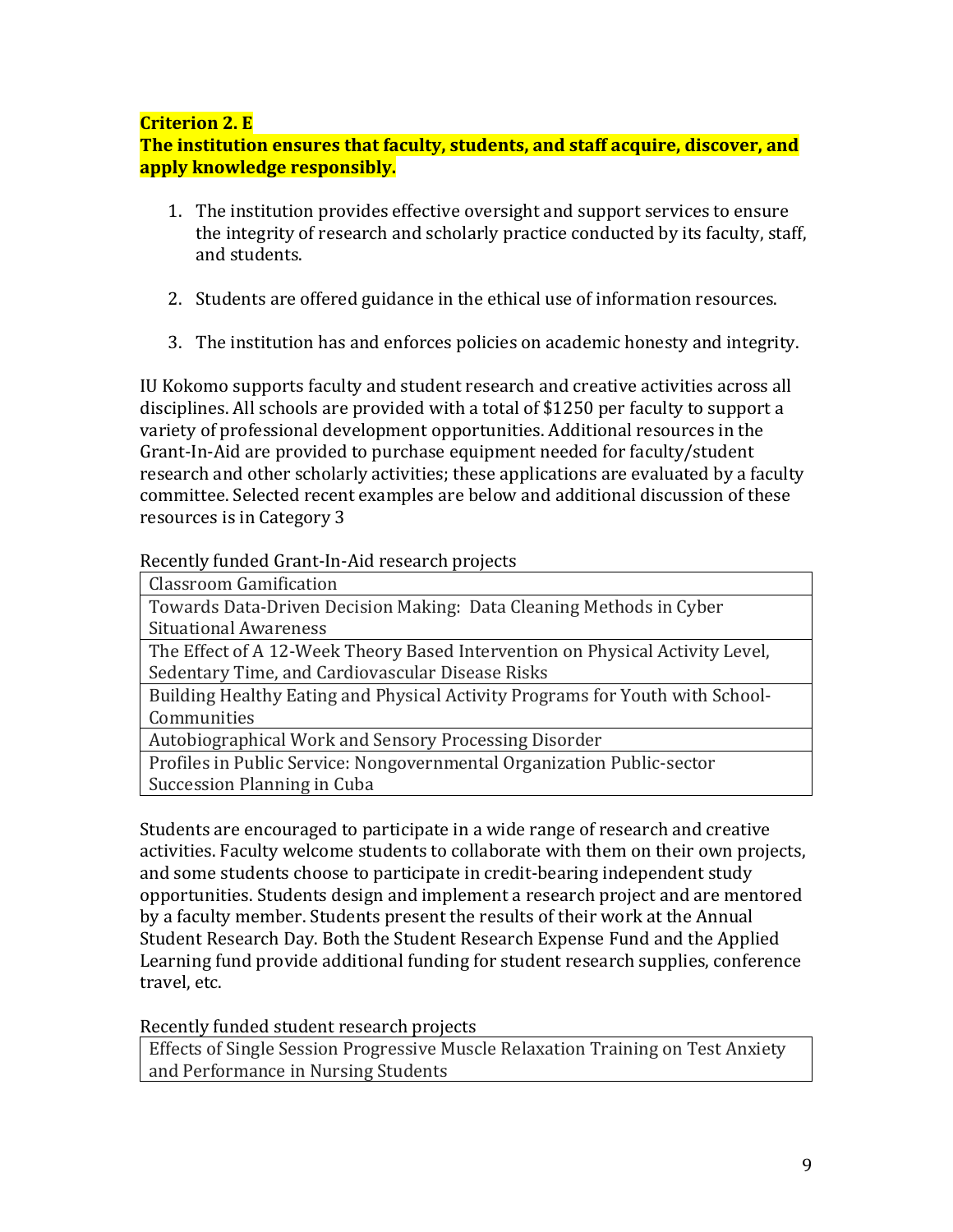**Criterion 2. E**
**The institution ensures that faculty, students, and staff acquire, discover, and apply knowledge responsibly.**

1. The institution provides effective oversight and support services to ensure the integrity of research and scholarly practice conducted by its faculty, staff, and students.

2. Students are offered guidance in the ethical use of information resources.

3. The institution has and enforces policies on academic honesty and integrity.

IU Kokomo supports faculty and student research and creative activities across all disciplines. All schools are provided with a total of $1250 per faculty to support a variety of professional development opportunities. Additional resources in the Grant-In-Aid are provided to purchase equipment needed for faculty/student research and other scholarly activities; these applications are evaluated by a faculty committee. Selected recent examples are below and additional discussion of these resources is in Category 3

Recently funded Grant-In-Aid research projects

| Classroom Gamification |
| --- |
| Towards Data-Driven Decision Making: Data Cleaning Methods in Cyber Situational Awareness |
| The Effect of A 12-Week Theory Based Intervention on Physical Activity Level, Sedentary Time, and Cardiovascular Disease Risks |
| Building Healthy Eating and Physical Activity Programs for Youth with School-Communities |
| Autobiographical Work and Sensory Processing Disorder |
| Profiles in Public Service: Nongovernmental Organization Public-sector Succession Planning in Cuba |

Students are encouraged to participate in a wide range of research and creative activities. Faculty welcome students to collaborate with them on their own projects, and some students choose to participate in credit-bearing independent study opportunities. Students design and implement a research project and are mentored by a faculty member. Students present the results of their work at the Annual Student Research Day. Both the Student Research Expense Fund and the Applied Learning fund provide additional funding for student research supplies, conference travel, etc.

Recently funded student research projects

| Effects of Single Session Progressive Muscle Relaxation Training on Test Anxiety and Performance in Nursing Students |
| --- |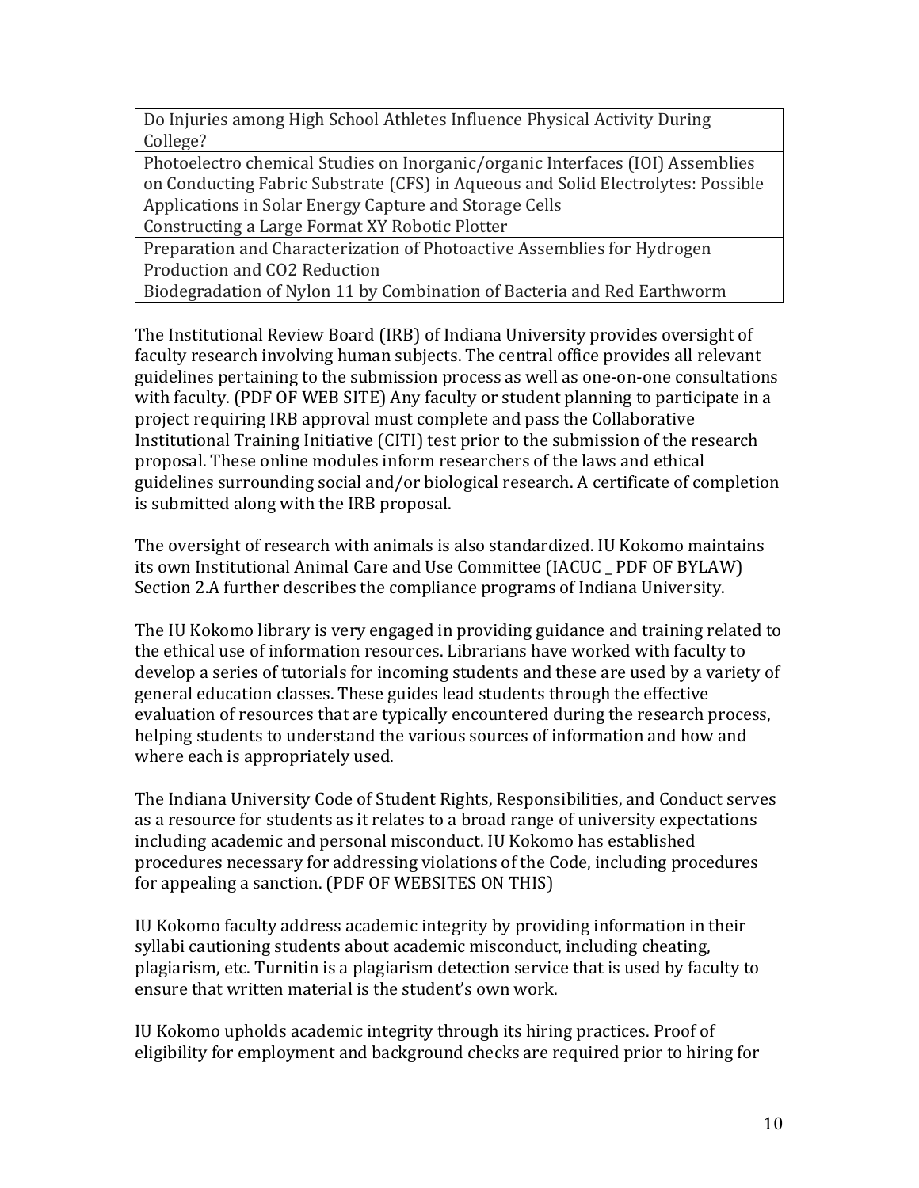| Do Injuries among High School Athletes Influence Physical Activity During College? |
| --- |
| Photoelectro chemical Studies on Inorganic/organic Interfaces (IOI) Assemblies on Conducting Fabric Substrate (CFS) in Aqueous and Solid Electrolytes: Possible Applications in Solar Energy Capture and Storage Cells |
| Constructing a Large Format XY Robotic Plotter |
| Preparation and Characterization of Photoactive Assemblies for Hydrogen Production and $CO_2$ Reduction |
| Biodegradation of Nylon 11 by Combination of Bacteria and Red Earthworm |

The Institutional Review Board (IRB) of Indiana University provides oversight of faculty research involving human subjects. The central office provides all relevant guidelines pertaining to the submission process as well as one-on-one consultations with faculty. (PDF OF WEB SITE) Any faculty or student planning to participate in a project requiring IRB approval must complete and pass the Collaborative Institutional Training Initiative (CITI) test prior to the submission of the research proposal. These online modules inform researchers of the laws and ethical guidelines surrounding social and/or biological research. A certificate of completion is submitted along with the IRB proposal.

The oversight of research with animals is also standardized. IU Kokomo maintains its own Institutional Animal Care and Use Committee (IACUC _ PDF OF BYLAW) Section 2.A further describes the compliance programs of Indiana University.

The IU Kokomo library is very engaged in providing guidance and training related to the ethical use of information resources. Librarians have worked with faculty to develop a series of tutorials for incoming students and these are used by a variety of general education classes. These guides lead students through the effective evaluation of resources that are typically encountered during the research process, helping students to understand the various sources of information and how and where each is appropriately used.

The Indiana University Code of Student Rights, Responsibilities, and Conduct serves as a resource for students as it relates to a broad range of university expectations including academic and personal misconduct. IU Kokomo has established procedures necessary for addressing violations of the Code, including procedures for appealing a sanction. (PDF OF WEBSITES ON THIS)

IU Kokomo faculty address academic integrity by providing information in their syllabi cautioning students about academic misconduct, including cheating, plagiarism, etc. Turnitin is a plagiarism detection service that is used by faculty to ensure that written material is the student's own work.

IU Kokomo upholds academic integrity through its hiring practices. Proof of eligibility for employment and background checks are required prior to hiring for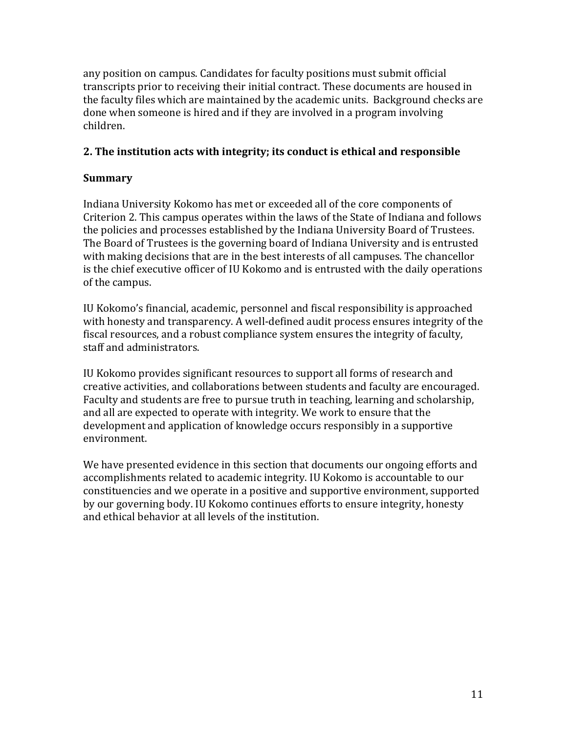any position on campus. Candidates for faculty positions must submit official transcripts prior to receiving their initial contract. These documents are housed in the faculty files which are maintained by the academic units. Background checks are done when someone is hired and if they are involved in a program involving children.

## 2. The institution acts with integrity; its conduct is ethical and responsible

### Summary

Indiana University Kokomo has met or exceeded all of the core components of Criterion 2. This campus operates within the laws of the State of Indiana and follows the policies and processes established by the Indiana University Board of Trustees. The Board of Trustees is the governing board of Indiana University and is entrusted with making decisions that are in the best interests of all campuses. The chancellor is the chief executive officer of IU Kokomo and is entrusted with the daily operations of the campus.

IU Kokomo's financial, academic, personnel and fiscal responsibility is approached with honesty and transparency. A well-defined audit process ensures integrity of the fiscal resources, and a robust compliance system ensures the integrity of faculty, staff and administrators.

IU Kokomo provides significant resources to support all forms of research and creative activities, and collaborations between students and faculty are encouraged. Faculty and students are free to pursue truth in teaching, learning and scholarship, and all are expected to operate with integrity. We work to ensure that the development and application of knowledge occurs responsibly in a supportive environment.

We have presented evidence in this section that documents our ongoing efforts and accomplishments related to academic integrity. IU Kokomo is accountable to our constituencies and we operate in a positive and supportive environment, supported by our governing body. IU Kokomo continues efforts to ensure integrity, honesty and ethical behavior at all levels of the institution.